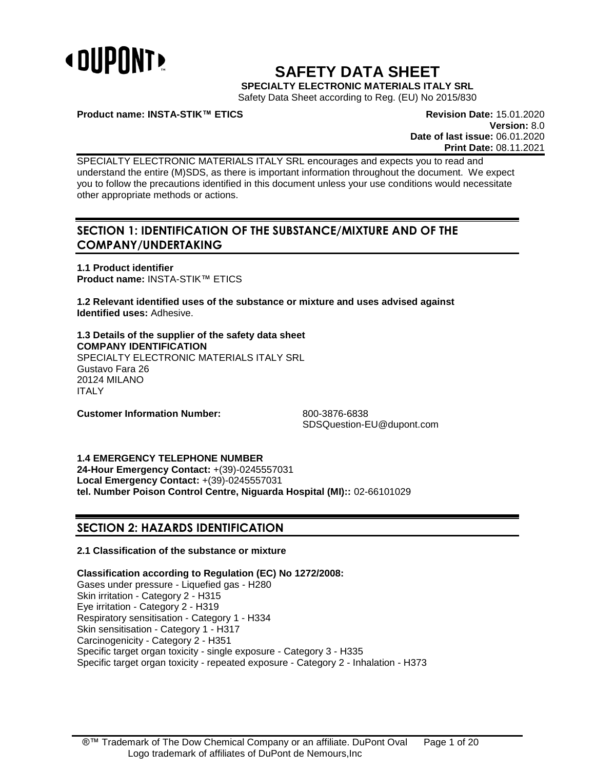# SAFETY DATA SHEET

**SPECIALTY ELECTRONIC MATERIALS ITALY SRL**

Safety Data Sheet according to Reg. (EU) No 2015/830

**Product name: INSTA-STIK™ ETICS**

**Revision Date:** 15.01.2020
**Version:** 8.0
**Date of last issue:** 06.01.2020
**Print Date:** 08.11.2021

SPECIALTY ELECTRONIC MATERIALS ITALY SRL encourages and expects you to read and understand the entire (M)SDS, as there is important information throughout the document. We expect you to follow the precautions identified in this document unless your use conditions would necessitate other appropriate methods or actions.

## SECTION 1: IDENTIFICATION OF THE SUBSTANCE/MIXTURE AND OF THE COMPANY/UNDERTAKING

**1.1 Product identifier**
**Product name:** INSTA-STIK™ ETICS

**1.2 Relevant identified uses of the substance or mixture and uses advised against**
**Identified uses:** Adhesive.

**1.3 Details of the supplier of the safety data sheet**
**COMPANY IDENTIFICATION**
SPECIALTY ELECTRONIC MATERIALS ITALY SRL
Gustavo Fara 26
20124 MILANO
ITALY

**Customer Information Number:** 800-3876-6838
SDSQuestion-EU@dupont.com

**1.4 EMERGENCY TELEPHONE NUMBER**
**24-Hour Emergency Contact:** +(39)-0245557031
**Local Emergency Contact:** +(39)-0245557031
**tel. Number Poison Control Centre, Niguarda Hospital (MI)::** 02-66101029

## SECTION 2: HAZARDS IDENTIFICATION

**2.1 Classification of the substance or mixture**

**Classification according to Regulation (EC) No 1272/2008:**
Gases under pressure - Liquefied gas - H280
Skin irritation - Category 2 - H315
Eye irritation - Category 2 - H319
Respiratory sensitisation - Category 1 - H334
Skin sensitisation - Category 1 - H317
Carcinogenicity - Category 2 - H351
Specific target organ toxicity - single exposure - Category 3 - H335
Specific target organ toxicity - repeated exposure - Category 2 - Inhalation - H373

®™ Trademark of The Dow Chemical Company or an affiliate. DuPont Oval Logo trademark of affiliates of DuPont de Nemours,Inc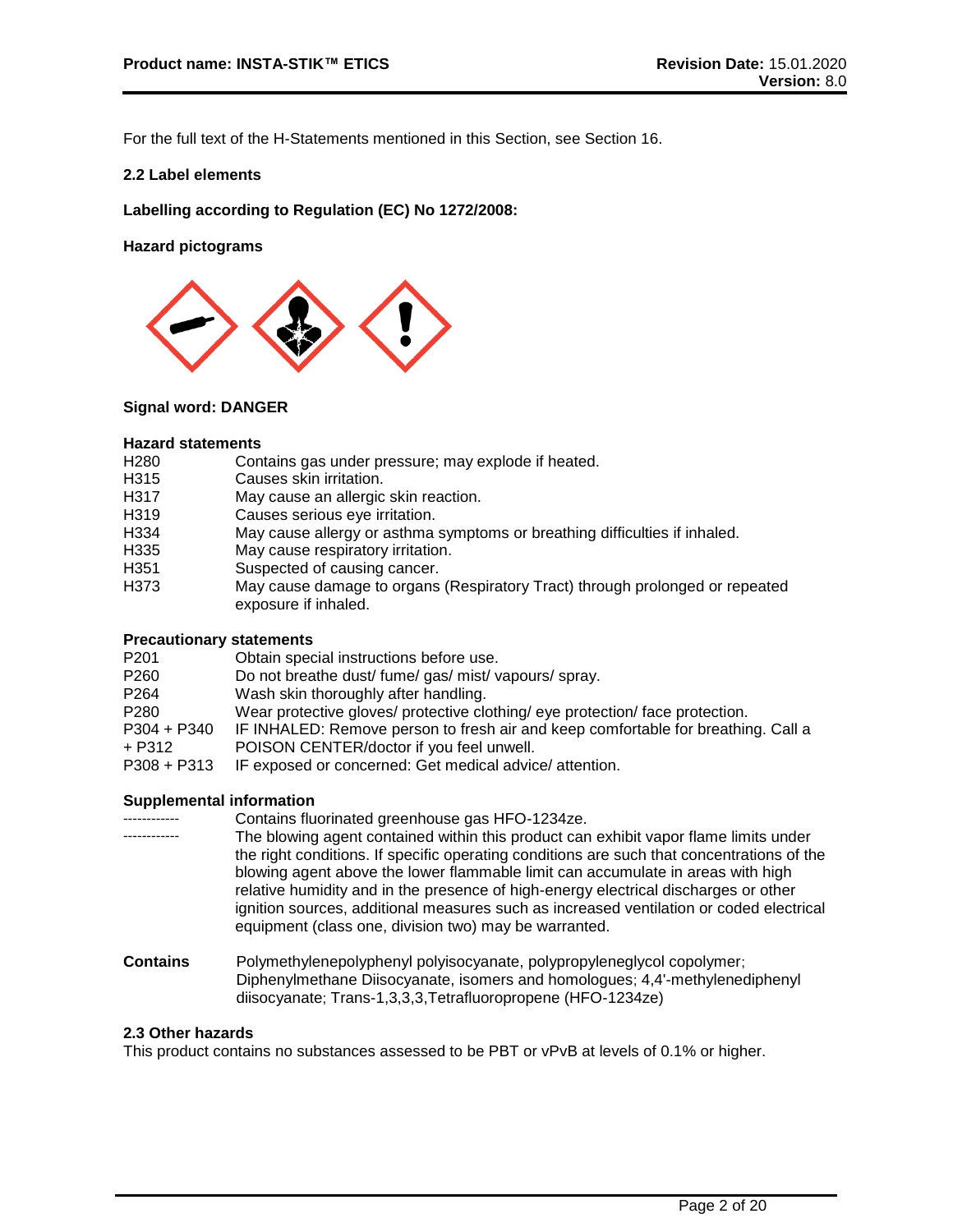For the full text of the H-Statements mentioned in this Section, see Section 16.

**2.2 Label elements**

**Labelling according to Regulation (EC) No 1272/2008:**

**Hazard pictograms**

**Signal word: DANGER**

**Hazard statements**

| | |
|---|---|
| H280 | Contains gas under pressure; may explode if heated. |
| H315 | Causes skin irritation. |
| H317 | May cause an allergic skin reaction. |
| H319 | Causes serious eye irritation. |
| H334 | May cause allergy or asthma symptoms or breathing difficulties if inhaled. |
| H335 | May cause respiratory irritation. |
| H351 | Suspected of causing cancer. |
| H373 | May cause damage to organs (Respiratory Tract) through prolonged or repeated exposure if inhaled. |

**Precautionary statements**

| | |
|---|---|
| P201 | Obtain special instructions before use. |
| P260 | Do not breathe dust/ fume/ gas/ mist/ vapours/ spray. |
| P264 | Wash skin thoroughly after handling. |
| P280 | Wear protective gloves/ protective clothing/ eye protection/ face protection. |
| P304 + P340 + P312 | IF INHALED: Remove person to fresh air and keep comfortable for breathing. Call a POISON CENTER/doctor if you feel unwell. |
| P308 + P313 | IF exposed or concerned: Get medical advice/ attention. |

**Supplemental information**

| | |
|---|---|
| ------------ | Contains fluorinated greenhouse gas HFO-1234ze. |
| ------------ | The blowing agent contained within this product can exhibit vapor flame limits under the right conditions. If specific operating conditions are such that concentrations of the blowing agent above the lower flammable limit can accumulate in areas with high relative humidity and in the presence of high-energy electrical discharges or other ignition sources, additional measures such as increased ventilation or coded electrical equipment (class one, division two) may be warranted. |

**Contains** Polymethylenepolyphenyl polyisocyanate, polypropyleneglycol copolymer; Diphenylmethane Diisocyanate, isomers and homologues; 4,4'-methylenediphenyl diisocyanate; Trans-1,3,3,3,Tetrafluoropropene (HFO-1234ze)

**2.3 Other hazards**

This product contains no substances assessed to be PBT or vPvB at levels of 0.1% or higher.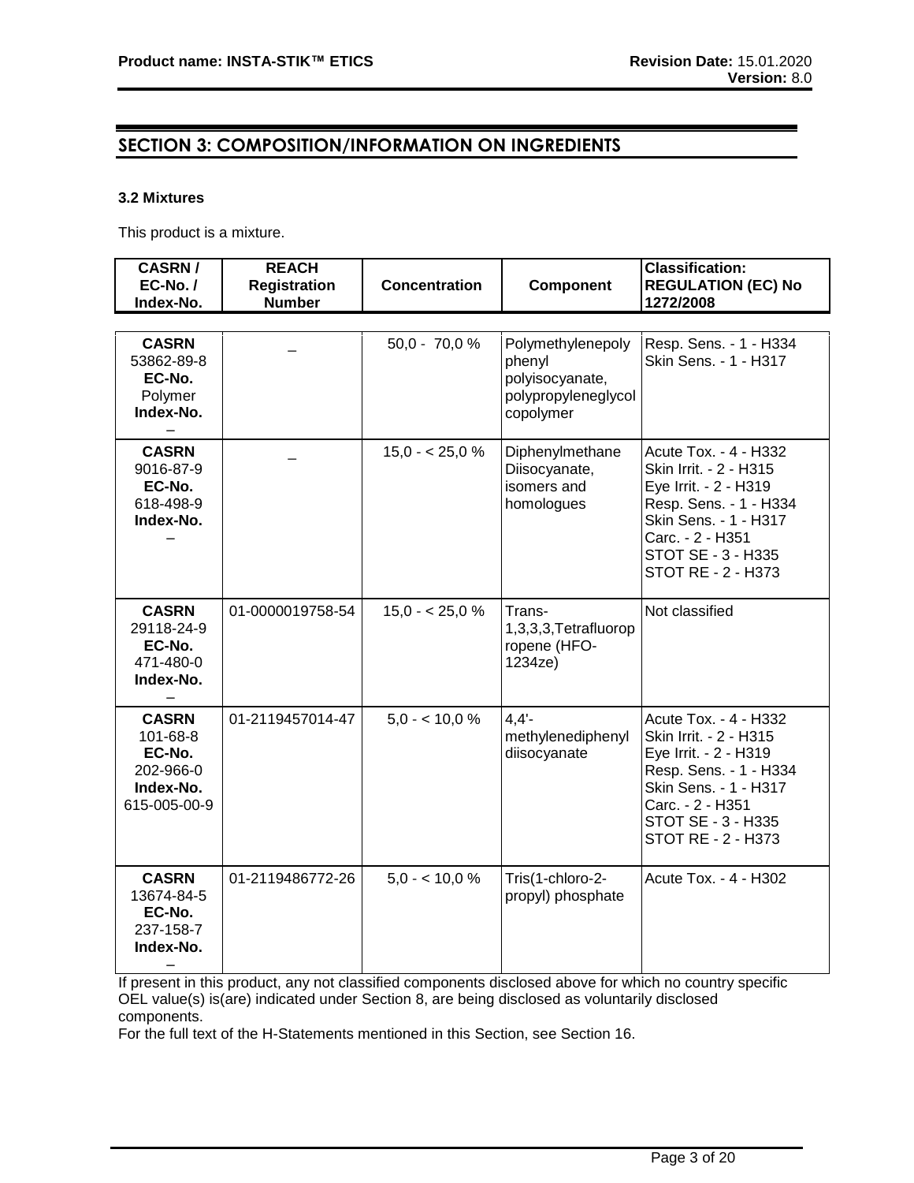## SECTION 3: COMPOSITION/INFORMATION ON INGREDIENTS

### 3.2 Mixtures

This product is a mixture.

| CASRN / EC-No. / Index-No. | REACH Registration Number | Concentration | Component | Classification: REGULATION (EC) No 1272/2008 |
|---|---|---|---|---|
| **CASRN** 53862-89-8 **EC-No.** Polymer **Index-No.** – | – | 50,0 - 70,0 % | Polymethylenepoly phenyl polyisocyanate, polypropyleneglycol copolymer | Resp. Sens. - 1 - H334<br>Skin Sens. - 1 - H317 |
| **CASRN** 9016-87-9 **EC-No.** 618-498-9 **Index-No.** – | – | 15,0 - < 25,0 % | Diphenylmethane Diisocyanate, isomers and homologues | Acute Tox. - 4 - H332<br>Skin Irrit. - 2 - H315<br>Eye Irrit. - 2 - H319<br>Resp. Sens. - 1 - H334<br>Skin Sens. - 1 - H317<br>Carc. - 2 - H351<br>STOT SE - 3 - H335<br>STOT RE - 2 - H373 |
| **CASRN** 29118-24-9 **EC-No.** 471-480-0 **Index-No.** – | 01-0000019758-54 | 15,0 - < 25,0 % | Trans-1,3,3,3,Tetrafluoropropene (HFO-1234ze) | Not classified |
| **CASRN** 101-68-8 **EC-No.** 202-966-0 **Index-No.** 615-005-00-9 | 01-2119457014-47 | 5,0 - < 10,0 % | 4,4'-methylenediphenyl diisocyanate | Acute Tox. - 4 - H332<br>Skin Irrit. - 2 - H315<br>Eye Irrit. - 2 - H319<br>Resp. Sens. - 1 - H334<br>Skin Sens. - 1 - H317<br>Carc. - 2 - H351<br>STOT SE - 3 - H335<br>STOT RE - 2 - H373 |
| **CASRN** 13674-84-5 **EC-No.** 237-158-7 **Index-No.** – | 01-2119486772-26 | 5,0 - < 10,0 % | Tris(1-chloro-2-propyl) phosphate | Acute Tox. - 4 - H302 |

If present in this product, any not classified components disclosed above for which no country specific OEL value(s) is(are) indicated under Section 8, are being disclosed as voluntarily disclosed components.

For the full text of the H-Statements mentioned in this Section, see Section 16.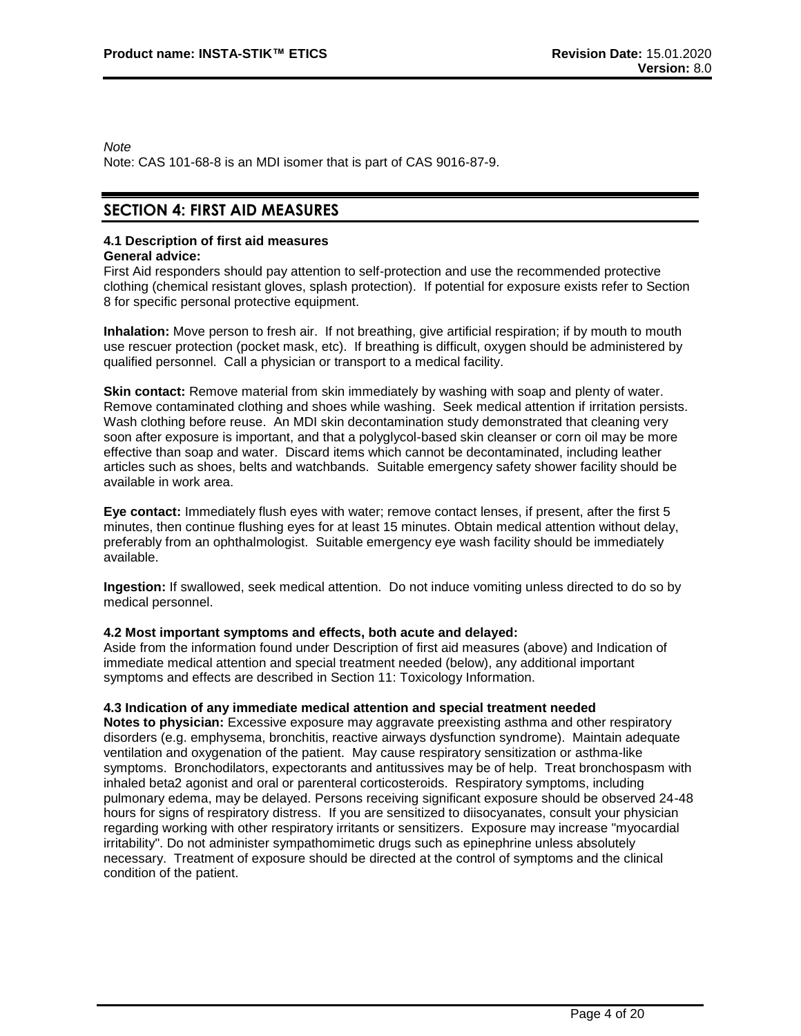*Note*

Note: CAS 101-68-8 is an MDI isomer that is part of CAS 9016-87-9.

## SECTION 4: FIRST AID MEASURES

### 4.1 Description of first aid measures

**General advice:**

First Aid responders should pay attention to self-protection and use the recommended protective clothing (chemical resistant gloves, splash protection). If potential for exposure exists refer to Section 8 for specific personal protective equipment.

**Inhalation:** Move person to fresh air. If not breathing, give artificial respiration; if by mouth to mouth use rescuer protection (pocket mask, etc). If breathing is difficult, oxygen should be administered by qualified personnel. Call a physician or transport to a medical facility.

**Skin contact:** Remove material from skin immediately by washing with soap and plenty of water. Remove contaminated clothing and shoes while washing. Seek medical attention if irritation persists. Wash clothing before reuse. An MDI skin decontamination study demonstrated that cleaning very soon after exposure is important, and that a polyglycol-based skin cleanser or corn oil may be more effective than soap and water. Discard items which cannot be decontaminated, including leather articles such as shoes, belts and watchbands. Suitable emergency safety shower facility should be available in work area.

**Eye contact:** Immediately flush eyes with water; remove contact lenses, if present, after the first 5 minutes, then continue flushing eyes for at least 15 minutes. Obtain medical attention without delay, preferably from an ophthalmologist. Suitable emergency eye wash facility should be immediately available.

**Ingestion:** If swallowed, seek medical attention. Do not induce vomiting unless directed to do so by medical personnel.

### 4.2 Most important symptoms and effects, both acute and delayed:

Aside from the information found under Description of first aid measures (above) and Indication of immediate medical attention and special treatment needed (below), any additional important symptoms and effects are described in Section 11: Toxicology Information.

### 4.3 Indication of any immediate medical attention and special treatment needed

**Notes to physician:** Excessive exposure may aggravate preexisting asthma and other respiratory disorders (e.g. emphysema, bronchitis, reactive airways dysfunction syndrome). Maintain adequate ventilation and oxygenation of the patient. May cause respiratory sensitization or asthma-like symptoms. Bronchodilators, expectorants and antitussives may be of help. Treat bronchospasm with inhaled beta2 agonist and oral or parenteral corticosteroids. Respiratory symptoms, including pulmonary edema, may be delayed. Persons receiving significant exposure should be observed 24-48 hours for signs of respiratory distress. If you are sensitized to diisocyanates, consult your physician regarding working with other respiratory irritants or sensitizers. Exposure may increase "myocardial irritability". Do not administer sympathomimetic drugs such as epinephrine unless absolutely necessary. Treatment of exposure should be directed at the control of symptoms and the clinical condition of the patient.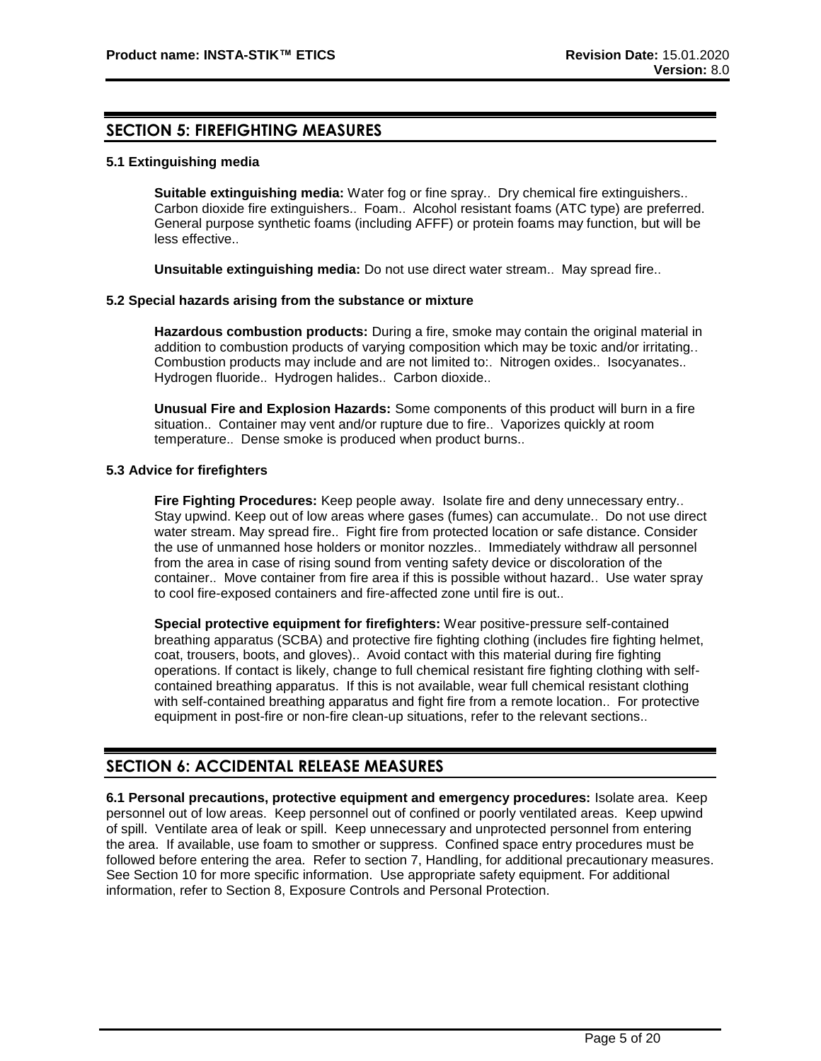## SECTION 5: FIREFIGHTING MEASURES

### 5.1 Extinguishing media

**Suitable extinguishing media:** Water fog or fine spray.. Dry chemical fire extinguishers.. Carbon dioxide fire extinguishers.. Foam.. Alcohol resistant foams (ATC type) are preferred. General purpose synthetic foams (including AFFF) or protein foams may function, but will be less effective..

**Unsuitable extinguishing media:** Do not use direct water stream.. May spread fire..

### 5.2 Special hazards arising from the substance or mixture

**Hazardous combustion products:** During a fire, smoke may contain the original material in addition to combustion products of varying composition which may be toxic and/or irritating.. Combustion products may include and are not limited to:. Nitrogen oxides.. Isocyanates.. Hydrogen fluoride.. Hydrogen halides.. Carbon dioxide..

**Unusual Fire and Explosion Hazards:** Some components of this product will burn in a fire situation.. Container may vent and/or rupture due to fire.. Vaporizes quickly at room temperature.. Dense smoke is produced when product burns..

### 5.3 Advice for firefighters

**Fire Fighting Procedures:** Keep people away. Isolate fire and deny unnecessary entry.. Stay upwind. Keep out of low areas where gases (fumes) can accumulate.. Do not use direct water stream. May spread fire.. Fight fire from protected location or safe distance. Consider the use of unmanned hose holders or monitor nozzles.. Immediately withdraw all personnel from the area in case of rising sound from venting safety device or discoloration of the container.. Move container from fire area if this is possible without hazard.. Use water spray to cool fire-exposed containers and fire-affected zone until fire is out..

**Special protective equipment for firefighters:** Wear positive-pressure self-contained breathing apparatus (SCBA) and protective fire fighting clothing (includes fire fighting helmet, coat, trousers, boots, and gloves).. Avoid contact with this material during fire fighting operations. If contact is likely, change to full chemical resistant fire fighting clothing with self-contained breathing apparatus. If this is not available, wear full chemical resistant clothing with self-contained breathing apparatus and fight fire from a remote location.. For protective equipment in post-fire or non-fire clean-up situations, refer to the relevant sections..

## SECTION 6: ACCIDENTAL RELEASE MEASURES

**6.1 Personal precautions, protective equipment and emergency procedures:** Isolate area. Keep personnel out of low areas. Keep personnel out of confined or poorly ventilated areas. Keep upwind of spill. Ventilate area of leak or spill. Keep unnecessary and unprotected personnel from entering the area. If available, use foam to smother or suppress. Confined space entry procedures must be followed before entering the area. Refer to section 7, Handling, for additional precautionary measures. See Section 10 for more specific information. Use appropriate safety equipment. For additional information, refer to Section 8, Exposure Controls and Personal Protection.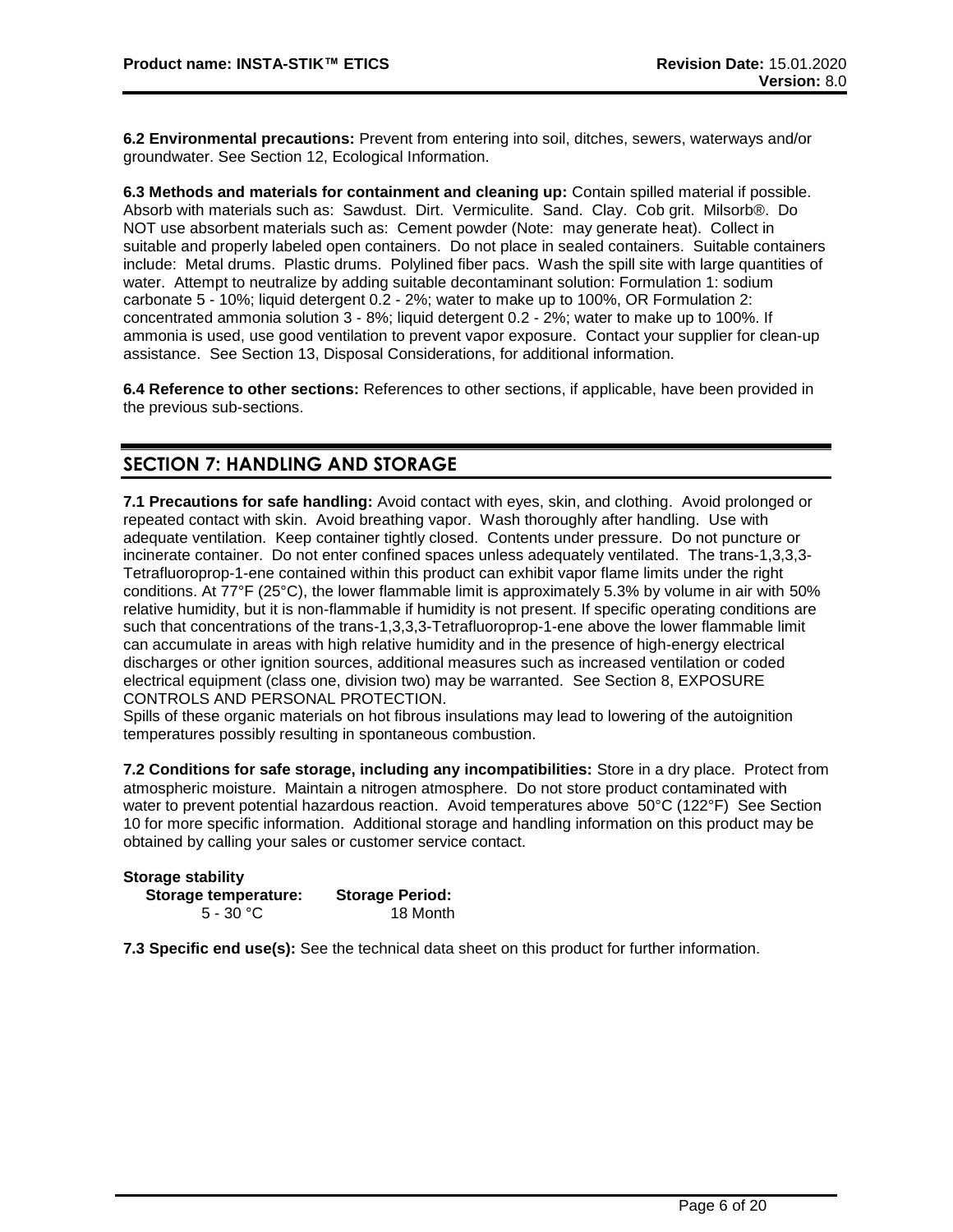**6.2 Environmental precautions:** Prevent from entering into soil, ditches, sewers, waterways and/or groundwater. See Section 12, Ecological Information.

**6.3 Methods and materials for containment and cleaning up:** Contain spilled material if possible. Absorb with materials such as: Sawdust. Dirt. Vermiculite. Sand. Clay. Cob grit. Milsorb®. Do NOT use absorbent materials such as: Cement powder (Note: may generate heat). Collect in suitable and properly labeled open containers. Do not place in sealed containers. Suitable containers include: Metal drums. Plastic drums. Polylined fiber pacs. Wash the spill site with large quantities of water. Attempt to neutralize by adding suitable decontaminant solution: Formulation 1: sodium carbonate 5 - 10%; liquid detergent 0.2 - 2%; water to make up to 100%, OR Formulation 2: concentrated ammonia solution 3 - 8%; liquid detergent 0.2 - 2%; water to make up to 100%. If ammonia is used, use good ventilation to prevent vapor exposure. Contact your supplier for clean-up assistance. See Section 13, Disposal Considerations, for additional information.

**6.4 Reference to other sections:** References to other sections, if applicable, have been provided in the previous sub-sections.

## SECTION 7: HANDLING AND STORAGE

**7.1 Precautions for safe handling:** Avoid contact with eyes, skin, and clothing. Avoid prolonged or repeated contact with skin. Avoid breathing vapor. Wash thoroughly after handling. Use with adequate ventilation. Keep container tightly closed. Contents under pressure. Do not puncture or incinerate container. Do not enter confined spaces unless adequately ventilated. The trans-1,3,3,3-Tetrafluoroprop-1-ene contained within this product can exhibit vapor flame limits under the right conditions. At 77°F (25°C), the lower flammable limit is approximately 5.3% by volume in air with 50% relative humidity, but it is non-flammable if humidity is not present. If specific operating conditions are such that concentrations of the trans-1,3,3,3-Tetrafluoroprop-1-ene above the lower flammable limit can accumulate in areas with high relative humidity and in the presence of high-energy electrical discharges or other ignition sources, additional measures such as increased ventilation or coded electrical equipment (class one, division two) may be warranted. See Section 8, EXPOSURE CONTROLS AND PERSONAL PROTECTION.
Spills of these organic materials on hot fibrous insulations may lead to lowering of the autoignition temperatures possibly resulting in spontaneous combustion.

**7.2 Conditions for safe storage, including any incompatibilities:** Store in a dry place. Protect from atmospheric moisture. Maintain a nitrogen atmosphere. Do not store product contaminated with water to prevent potential hazardous reaction. Avoid temperatures above 50°C (122°F) See Section 10 for more specific information. Additional storage and handling information on this product may be obtained by calling your sales or customer service contact.

**Storage stability**

| Storage temperature: | Storage Period: |
|---|---|
| 5 - 30 °C | 18 Month |

**7.3 Specific end use(s):** See the technical data sheet on this product for further information.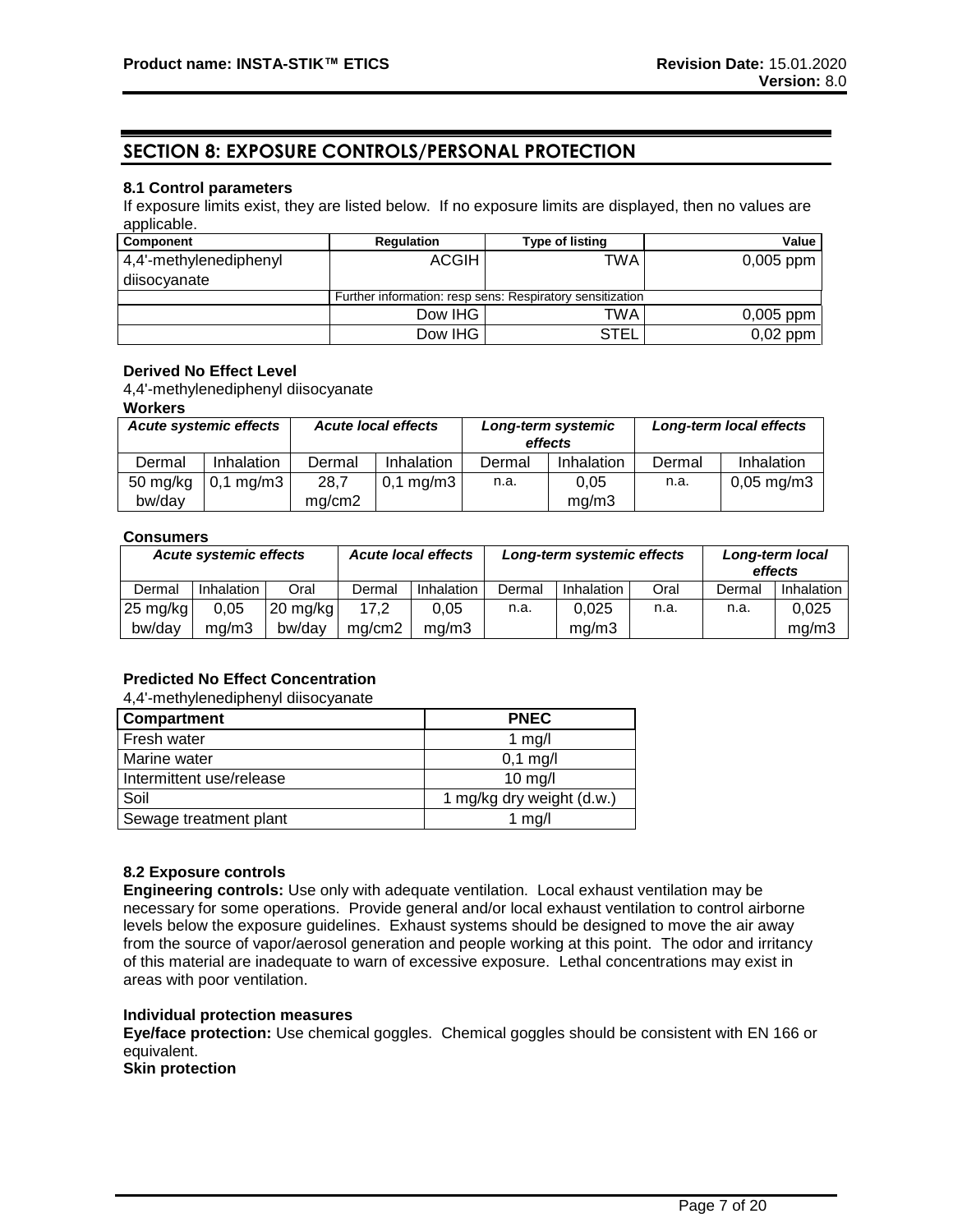## SECTION 8: EXPOSURE CONTROLS/PERSONAL PROTECTION

**8.1 Control parameters**

If exposure limits exist, they are listed below. If no exposure limits are displayed, then no values are applicable.

| Component | Regulation | Type of listing | Value |
|---|---|---|---|
| 4,4'-methylenediphenyl diisocyanate | ACGIH | TWA | 0,005 ppm |
| | Further information: resp sens: Respiratory sensitization | | |
| | Dow IHG | TWA | 0,005 ppm |
| | Dow IHG | STEL | 0,02 ppm |

**Derived No Effect Level**

4,4'-methylenediphenyl diisocyanate

**Workers**

| *Acute systemic effects* | | *Acute local effects* | | *Long-term systemic effects* | | *Long-term local effects* | |
|---|---|---|---|---|---|---|---|
| Dermal | Inhalation | Dermal | Inhalation | Dermal | Inhalation | Dermal | Inhalation |
| 50 mg/kg bw/day | 0,1 mg/m3 | 28,7 mg/cm2 | 0,1 mg/m3 | n.a. | 0,05 mg/m3 | n.a. | 0,05 mg/m3 |

**Consumers**

| *Acute systemic effects* | | | *Acute local effects* | | *Long-term systemic effects* | | | *Long-term local effects* | |
|---|---|---|---|---|---|---|---|---|---|
| Dermal | Inhalation | Oral | Dermal | Inhalation | Dermal | Inhalation | Oral | Dermal | Inhalation |
| 25 mg/kg bw/day | 0,05 mg/m3 | 20 mg/kg bw/day | 17,2 mg/cm2 | 0,05 mg/m3 | n.a. | 0,025 mg/m3 | n.a. | n.a. | 0,025 mg/m3 |

**Predicted No Effect Concentration**

4,4'-methylenediphenyl diisocyanate

| Compartment | PNEC |
|---|---|
| Fresh water | 1 mg/l |
| Marine water | 0,1 mg/l |
| Intermittent use/release | 10 mg/l |
| Soil | 1 mg/kg dry weight (d.w.) |
| Sewage treatment plant | 1 mg/l |

**8.2 Exposure controls**

**Engineering controls:** Use only with adequate ventilation. Local exhaust ventilation may be necessary for some operations. Provide general and/or local exhaust ventilation to control airborne levels below the exposure guidelines. Exhaust systems should be designed to move the air away from the source of vapor/aerosol generation and people working at this point. The odor and irritancy of this material are inadequate to warn of excessive exposure. Lethal concentrations may exist in areas with poor ventilation.

**Individual protection measures**

**Eye/face protection:** Use chemical goggles. Chemical goggles should be consistent with EN 166 or equivalent.

**Skin protection**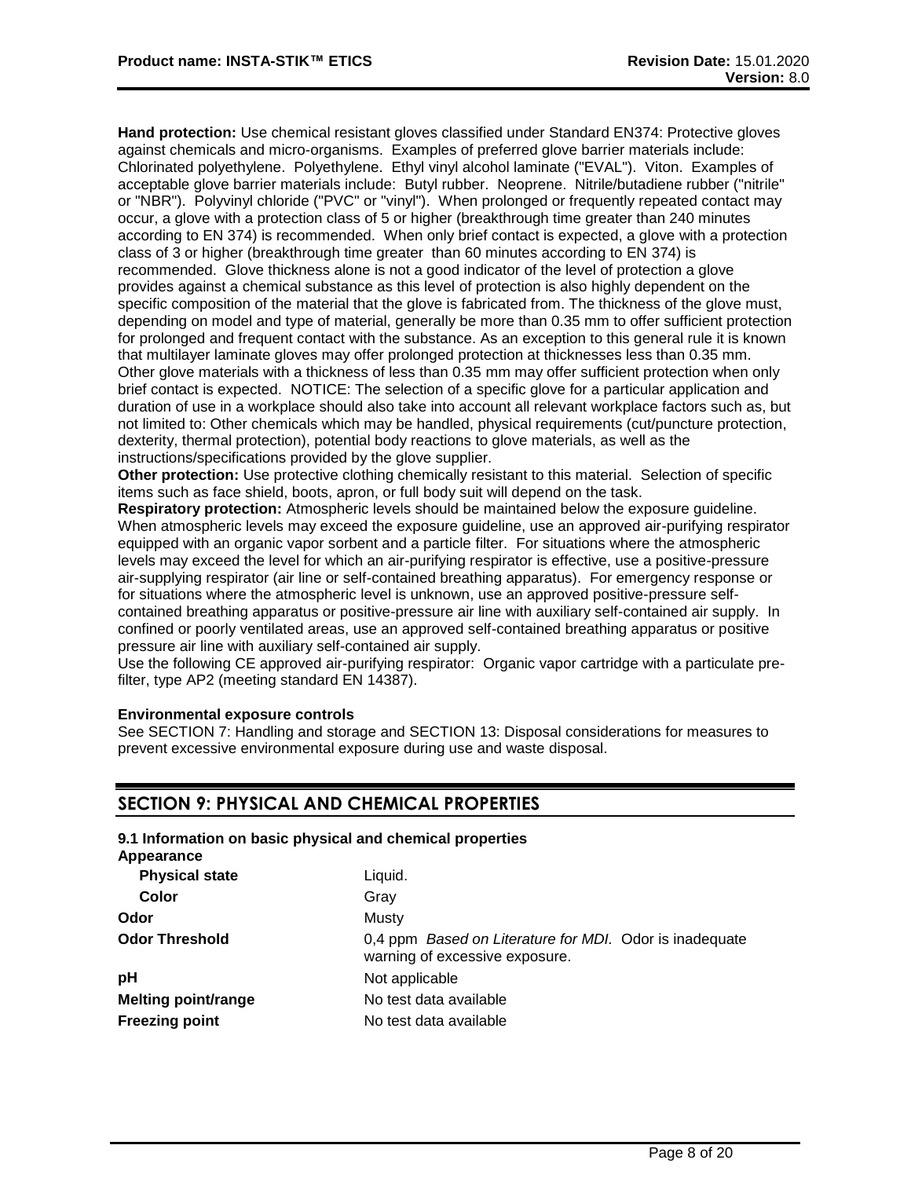**Hand protection:** Use chemical resistant gloves classified under Standard EN374: Protective gloves against chemicals and micro-organisms. Examples of preferred glove barrier materials include: Chlorinated polyethylene. Polyethylene. Ethyl vinyl alcohol laminate ("EVAL"). Viton. Examples of acceptable glove barrier materials include: Butyl rubber. Neoprene. Nitrile/butadiene rubber ("nitrile" or "NBR"). Polyvinyl chloride ("PVC" or "vinyl"). When prolonged or frequently repeated contact may occur, a glove with a protection class of 5 or higher (breakthrough time greater than 240 minutes according to EN 374) is recommended. When only brief contact is expected, a glove with a protection class of 3 or higher (breakthrough time greater than 60 minutes according to EN 374) is recommended. Glove thickness alone is not a good indicator of the level of protection a glove provides against a chemical substance as this level of protection is also highly dependent on the specific composition of the material that the glove is fabricated from. The thickness of the glove must, depending on model and type of material, generally be more than 0.35 mm to offer sufficient protection for prolonged and frequent contact with the substance. As an exception to this general rule it is known that multilayer laminate gloves may offer prolonged protection at thicknesses less than 0.35 mm. Other glove materials with a thickness of less than 0.35 mm may offer sufficient protection when only brief contact is expected. NOTICE: The selection of a specific glove for a particular application and duration of use in a workplace should also take into account all relevant workplace factors such as, but not limited to: Other chemicals which may be handled, physical requirements (cut/puncture protection, dexterity, thermal protection), potential body reactions to glove materials, as well as the instructions/specifications provided by the glove supplier.

**Other protection:** Use protective clothing chemically resistant to this material. Selection of specific items such as face shield, boots, apron, or full body suit will depend on the task.

**Respiratory protection:** Atmospheric levels should be maintained below the exposure guideline. When atmospheric levels may exceed the exposure guideline, use an approved air-purifying respirator equipped with an organic vapor sorbent and a particle filter. For situations where the atmospheric levels may exceed the level for which an air-purifying respirator is effective, use a positive-pressure air-supplying respirator (air line or self-contained breathing apparatus). For emergency response or for situations where the atmospheric level is unknown, use an approved positive-pressure self-contained breathing apparatus or positive-pressure air line with auxiliary self-contained air supply. In confined or poorly ventilated areas, use an approved self-contained breathing apparatus or positive pressure air line with auxiliary self-contained air supply.

Use the following CE approved air-purifying respirator: Organic vapor cartridge with a particulate pre-filter, type AP2 (meeting standard EN 14387).

**Environmental exposure controls**

See SECTION 7: Handling and storage and SECTION 13: Disposal considerations for measures to prevent excessive environmental exposure during use and waste disposal.

## SECTION 9: PHYSICAL AND CHEMICAL PROPERTIES

**9.1 Information on basic physical and chemical properties**

**Appearance**

| | |
|---|---|
| **Physical state** | Liquid. |
| **Color** | Gray |
| **Odor** | Musty |
| **Odor Threshold** | 0,4 ppm *Based on Literature for MDI.* Odor is inadequate warning of excessive exposure. |
| **pH** | Not applicable |
| **Melting point/range** | No test data available |
| **Freezing point** | No test data available |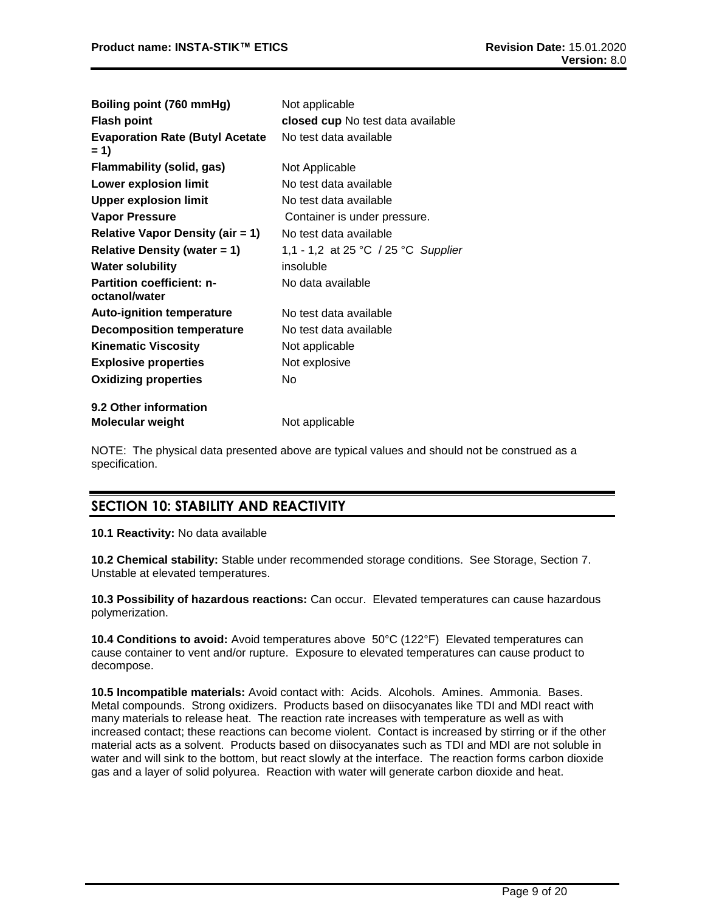| | |
|---|---|
| **Boiling point (760 mmHg)** | Not applicable |
| **Flash point** | **closed cup** No test data available |
| **Evaporation Rate (Butyl Acetate = 1)** | No test data available |
| **Flammability (solid, gas)** | Not Applicable |
| **Lower explosion limit** | No test data available |
| **Upper explosion limit** | No test data available |
| **Vapor Pressure** | Container is under pressure. |
| **Relative Vapor Density (air = 1)** | No test data available |
| **Relative Density (water = 1)** | 1,1 - 1,2 at 25 °C / 25 °C *Supplier* |
| **Water solubility** | insoluble |
| **Partition coefficient: n-octanol/water** | No data available |
| **Auto-ignition temperature** | No test data available |
| **Decomposition temperature** | No test data available |
| **Kinematic Viscosity** | Not applicable |
| **Explosive properties** | Not explosive |
| **Oxidizing properties** | No |

**9.2 Other information**

| | |
|---|---|
| **Molecular weight** | Not applicable |

NOTE: The physical data presented above are typical values and should not be construed as a specification.

## SECTION 10: STABILITY AND REACTIVITY

**10.1 Reactivity:** No data available

**10.2 Chemical stability:** Stable under recommended storage conditions. See Storage, Section 7. Unstable at elevated temperatures.

**10.3 Possibility of hazardous reactions:** Can occur. Elevated temperatures can cause hazardous polymerization.

**10.4 Conditions to avoid:** Avoid temperatures above 50°C (122°F) Elevated temperatures can cause container to vent and/or rupture. Exposure to elevated temperatures can cause product to decompose.

**10.5 Incompatible materials:** Avoid contact with: Acids. Alcohols. Amines. Ammonia. Bases. Metal compounds. Strong oxidizers. Products based on diisocyanates like TDI and MDI react with many materials to release heat. The reaction rate increases with temperature as well as with increased contact; these reactions can become violent. Contact is increased by stirring or if the other material acts as a solvent. Products based on diisocyanates such as TDI and MDI are not soluble in water and will sink to the bottom, but react slowly at the interface. The reaction forms carbon dioxide gas and a layer of solid polyurea. Reaction with water will generate carbon dioxide and heat.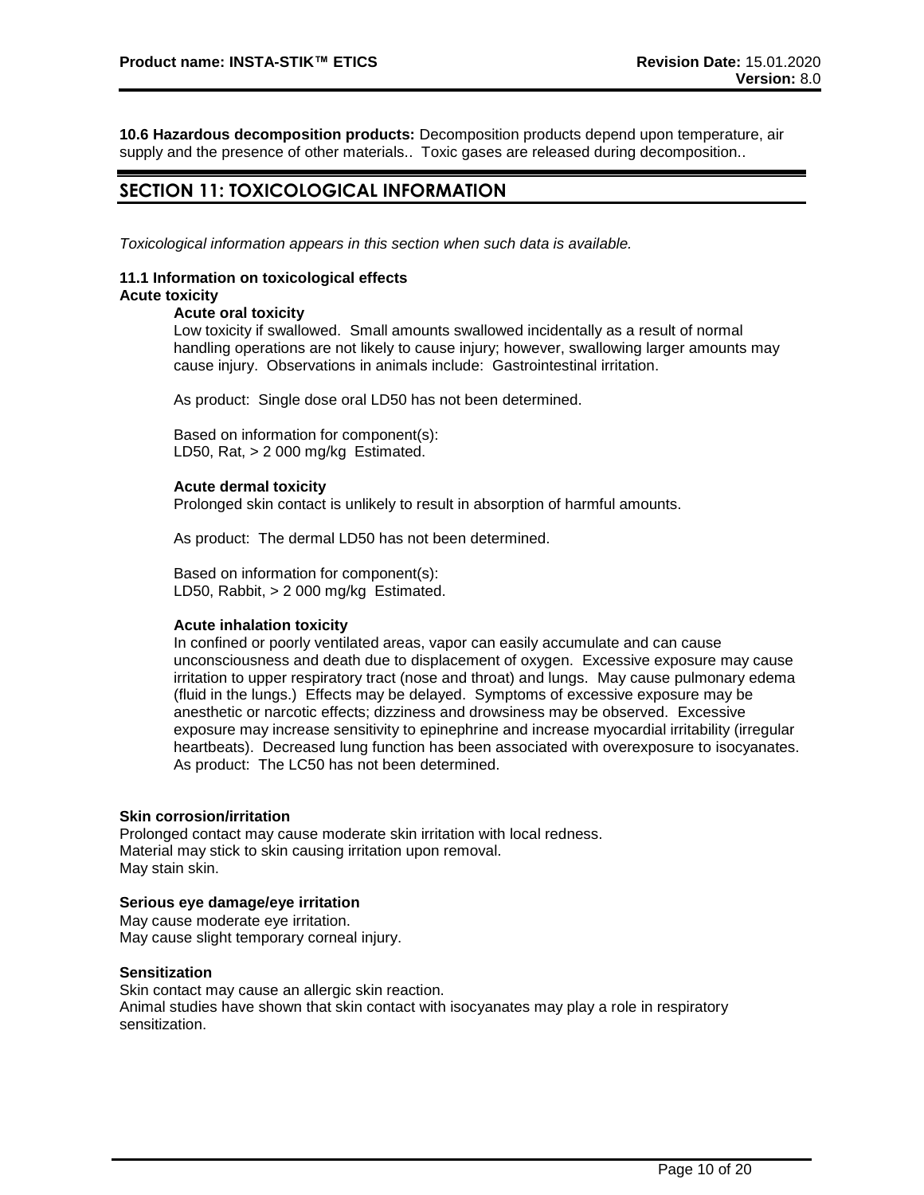**10.6 Hazardous decomposition products:** Decomposition products depend upon temperature, air supply and the presence of other materials.. Toxic gases are released during decomposition..

## SECTION 11: TOXICOLOGICAL INFORMATION

*Toxicological information appears in this section when such data is available.*

### 11.1 Information on toxicological effects

**Acute toxicity**

**Acute oral toxicity**

Low toxicity if swallowed. Small amounts swallowed incidentally as a result of normal handling operations are not likely to cause injury; however, swallowing larger amounts may cause injury. Observations in animals include: Gastrointestinal irritation.

As product: Single dose oral LD50 has not been determined.

Based on information for component(s):
LD50, Rat, > 2 000 mg/kg Estimated.

**Acute dermal toxicity**

Prolonged skin contact is unlikely to result in absorption of harmful amounts.

As product: The dermal LD50 has not been determined.

Based on information for component(s):
LD50, Rabbit, > 2 000 mg/kg Estimated.

**Acute inhalation toxicity**

In confined or poorly ventilated areas, vapor can easily accumulate and can cause unconsciousness and death due to displacement of oxygen. Excessive exposure may cause irritation to upper respiratory tract (nose and throat) and lungs. May cause pulmonary edema (fluid in the lungs.) Effects may be delayed. Symptoms of excessive exposure may be anesthetic or narcotic effects; dizziness and drowsiness may be observed. Excessive exposure may increase sensitivity to epinephrine and increase myocardial irritability (irregular heartbeats). Decreased lung function has been associated with overexposure to isocyanates.
As product: The LC50 has not been determined.

**Skin corrosion/irritation**

Prolonged contact may cause moderate skin irritation with local redness.
Material may stick to skin causing irritation upon removal.
May stain skin.

**Serious eye damage/eye irritation**

May cause moderate eye irritation.
May cause slight temporary corneal injury.

**Sensitization**

Skin contact may cause an allergic skin reaction.
Animal studies have shown that skin contact with isocyanates may play a role in respiratory sensitization.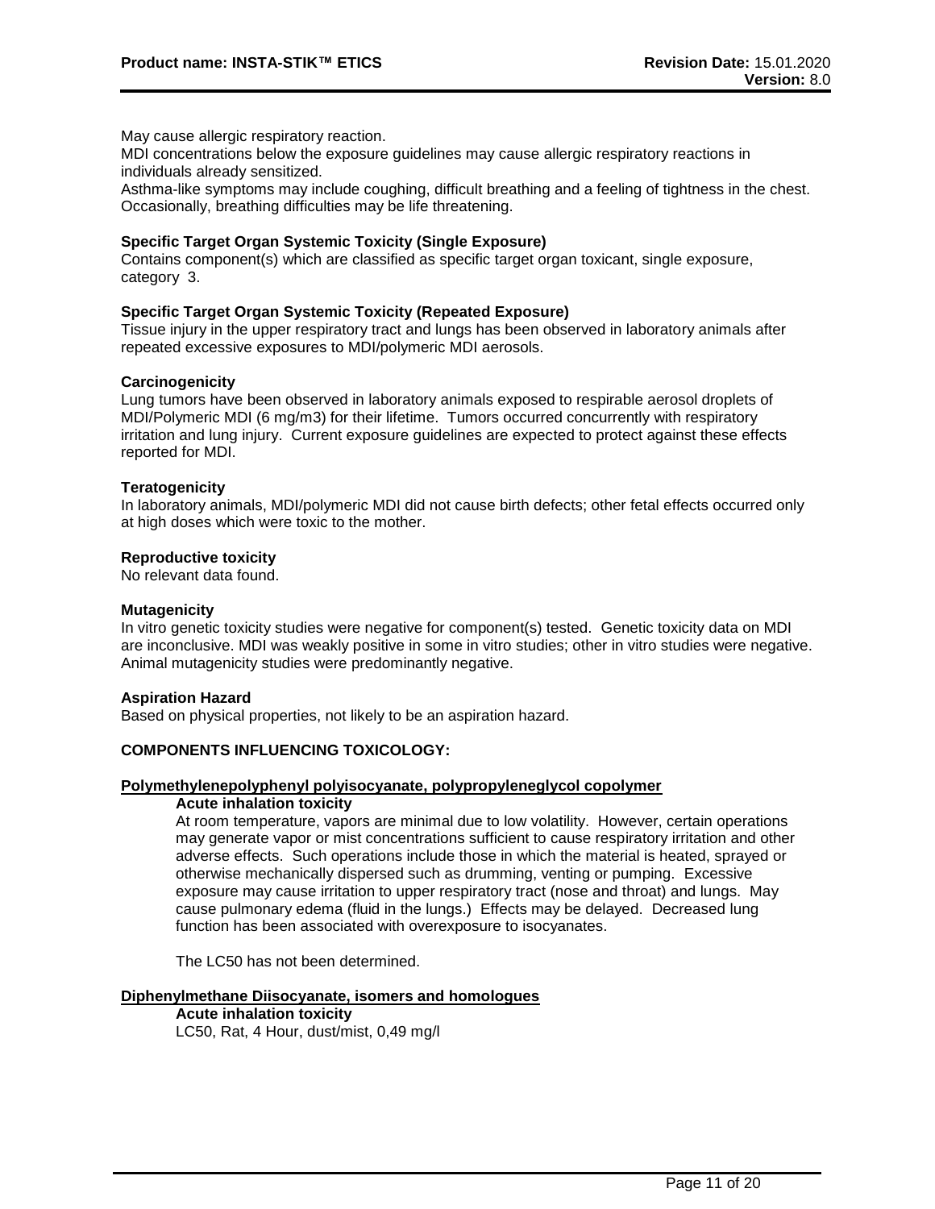May cause allergic respiratory reaction.
MDI concentrations below the exposure guidelines may cause allergic respiratory reactions in individuals already sensitized.
Asthma-like symptoms may include coughing, difficult breathing and a feeling of tightness in the chest. Occasionally, breathing difficulties may be life threatening.

**Specific Target Organ Systemic Toxicity (Single Exposure)**
Contains component(s) which are classified as specific target organ toxicant, single exposure, category 3.

**Specific Target Organ Systemic Toxicity (Repeated Exposure)**
Tissue injury in the upper respiratory tract and lungs has been observed in laboratory animals after repeated excessive exposures to MDI/polymeric MDI aerosols.

**Carcinogenicity**
Lung tumors have been observed in laboratory animals exposed to respirable aerosol droplets of MDI/Polymeric MDI (6 mg/m3) for their lifetime. Tumors occurred concurrently with respiratory irritation and lung injury. Current exposure guidelines are expected to protect against these effects reported for MDI.

**Teratogenicity**
In laboratory animals, MDI/polymeric MDI did not cause birth defects; other fetal effects occurred only at high doses which were toxic to the mother.

**Reproductive toxicity**
No relevant data found.

**Mutagenicity**
In vitro genetic toxicity studies were negative for component(s) tested. Genetic toxicity data on MDI are inconclusive. MDI was weakly positive in some in vitro studies; other in vitro studies were negative. Animal mutagenicity studies were predominantly negative.

**Aspiration Hazard**
Based on physical properties, not likely to be an aspiration hazard.

**COMPONENTS INFLUENCING TOXICOLOGY:**

**Polymethylenepolyphenyl polyisocyanate, polypropyleneglycol copolymer**

**Acute inhalation toxicity**
At room temperature, vapors are minimal due to low volatility. However, certain operations may generate vapor or mist concentrations sufficient to cause respiratory irritation and other adverse effects. Such operations include those in which the material is heated, sprayed or otherwise mechanically dispersed such as drumming, venting or pumping. Excessive exposure may cause irritation to upper respiratory tract (nose and throat) and lungs. May cause pulmonary edema (fluid in the lungs.) Effects may be delayed. Decreased lung function has been associated with overexposure to isocyanates.

The LC50 has not been determined.

**Diphenylmethane Diisocyanate, isomers and homologues**

**Acute inhalation toxicity**
LC50, Rat, 4 Hour, dust/mist, 0,49 mg/l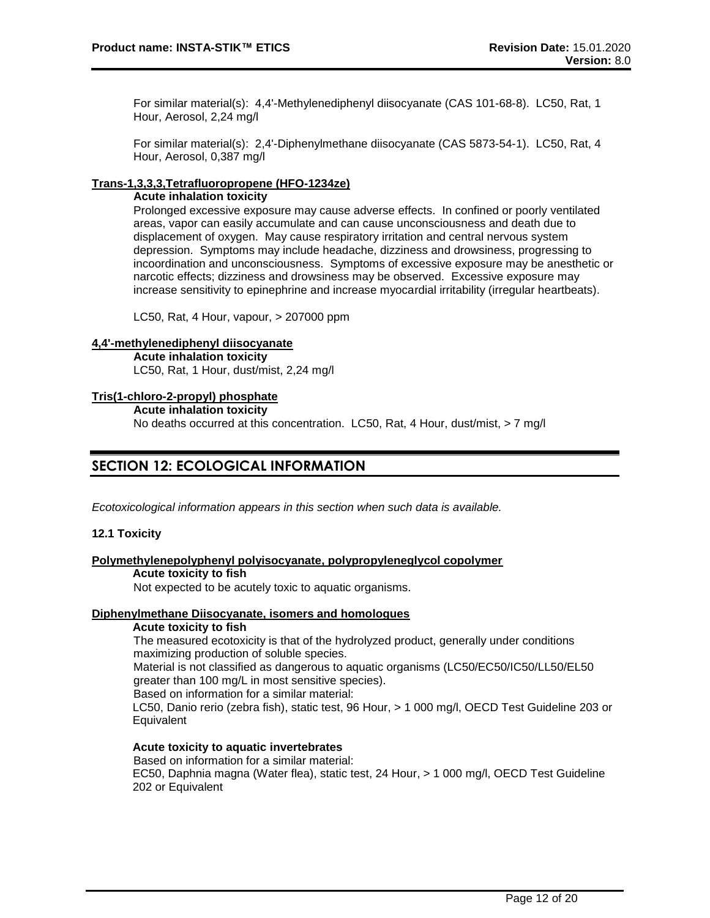For similar material(s): 4,4'-Methylenediphenyl diisocyanate (CAS 101-68-8). LC50, Rat, 1 Hour, Aerosol, 2,24 mg/l

For similar material(s): 2,4'-Diphenylmethane diisocyanate (CAS 5873-54-1). LC50, Rat, 4 Hour, Aerosol, 0,387 mg/l

**Trans-1,3,3,3,Tetrafluoropropene (HFO-1234ze)**

**Acute inhalation toxicity**

Prolonged excessive exposure may cause adverse effects. In confined or poorly ventilated areas, vapor can easily accumulate and can cause unconsciousness and death due to displacement of oxygen. May cause respiratory irritation and central nervous system depression. Symptoms may include headache, dizziness and drowsiness, progressing to incoordination and unconsciousness. Symptoms of excessive exposure may be anesthetic or narcotic effects; dizziness and drowsiness may be observed. Excessive exposure may increase sensitivity to epinephrine and increase myocardial irritability (irregular heartbeats).

LC50, Rat, 4 Hour, vapour, > 207000 ppm

**4,4'-methylenediphenyl diisocyanate**

**Acute inhalation toxicity**

LC50, Rat, 1 Hour, dust/mist, 2,24 mg/l

**Tris(1-chloro-2-propyl) phosphate**

**Acute inhalation toxicity**

No deaths occurred at this concentration. LC50, Rat, 4 Hour, dust/mist, > 7 mg/l

## SECTION 12: ECOLOGICAL INFORMATION

*Ecotoxicological information appears in this section when such data is available.*

### 12.1 Toxicity

**Polymethylenepolyphenyl polyisocyanate, polypropyleneglycol copolymer**

**Acute toxicity to fish**

Not expected to be acutely toxic to aquatic organisms.

**Diphenylmethane Diisocyanate, isomers and homologues**

**Acute toxicity to fish**

The measured ecotoxicity is that of the hydrolyzed product, generally under conditions maximizing production of soluble species.

Material is not classified as dangerous to aquatic organisms (LC50/EC50/IC50/LL50/EL50 greater than 100 mg/L in most sensitive species).

Based on information for a similar material:

LC50, Danio rerio (zebra fish), static test, 96 Hour, > 1 000 mg/l, OECD Test Guideline 203 or Equivalent

**Acute toxicity to aquatic invertebrates**

Based on information for a similar material:

EC50, Daphnia magna (Water flea), static test, 24 Hour, > 1 000 mg/l, OECD Test Guideline 202 or Equivalent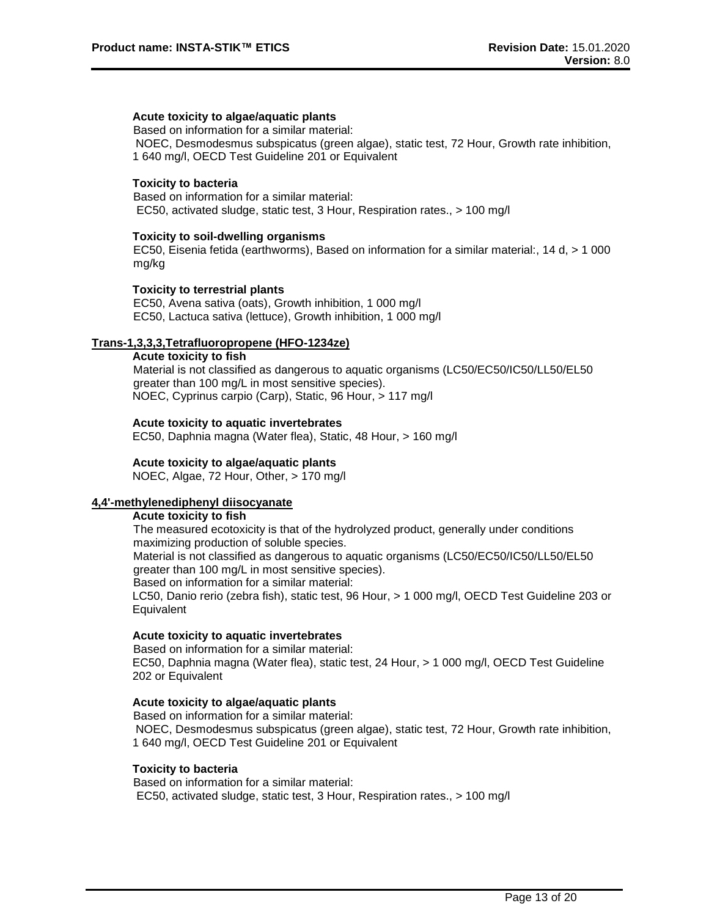**Acute toxicity to algae/aquatic plants**

Based on information for a similar material:
NOEC, Desmodesmus subspicatus (green algae), static test, 72 Hour, Growth rate inhibition, 1 640 mg/l, OECD Test Guideline 201 or Equivalent

**Toxicity to bacteria**

Based on information for a similar material:
EC50, activated sludge, static test, 3 Hour, Respiration rates., > 100 mg/l

**Toxicity to soil-dwelling organisms**

EC50, Eisenia fetida (earthworms), Based on information for a similar material:, 14 d, > 1 000 mg/kg

**Toxicity to terrestrial plants**

EC50, Avena sativa (oats), Growth inhibition, 1 000 mg/l
EC50, Lactuca sativa (lettuce), Growth inhibition, 1 000 mg/l

**Trans-1,3,3,3,Tetrafluoropropene (HFO-1234ze)**

**Acute toxicity to fish**

Material is not classified as dangerous to aquatic organisms (LC50/EC50/IC50/LL50/EL50 greater than 100 mg/L in most sensitive species).
NOEC, Cyprinus carpio (Carp), Static, 96 Hour, > 117 mg/l

**Acute toxicity to aquatic invertebrates**

EC50, Daphnia magna (Water flea), Static, 48 Hour, > 160 mg/l

**Acute toxicity to algae/aquatic plants**

NOEC, Algae, 72 Hour, Other, > 170 mg/l

**4,4'-methylenediphenyl diisocyanate**

**Acute toxicity to fish**

The measured ecotoxicity is that of the hydrolyzed product, generally under conditions maximizing production of soluble species.
Material is not classified as dangerous to aquatic organisms (LC50/EC50/IC50/LL50/EL50 greater than 100 mg/L in most sensitive species).
Based on information for a similar material:
LC50, Danio rerio (zebra fish), static test, 96 Hour, > 1 000 mg/l, OECD Test Guideline 203 or Equivalent

**Acute toxicity to aquatic invertebrates**

Based on information for a similar material:
EC50, Daphnia magna (Water flea), static test, 24 Hour, > 1 000 mg/l, OECD Test Guideline 202 or Equivalent

**Acute toxicity to algae/aquatic plants**

Based on information for a similar material:
NOEC, Desmodesmus subspicatus (green algae), static test, 72 Hour, Growth rate inhibition, 1 640 mg/l, OECD Test Guideline 201 or Equivalent

**Toxicity to bacteria**

Based on information for a similar material:
EC50, activated sludge, static test, 3 Hour, Respiration rates., > 100 mg/l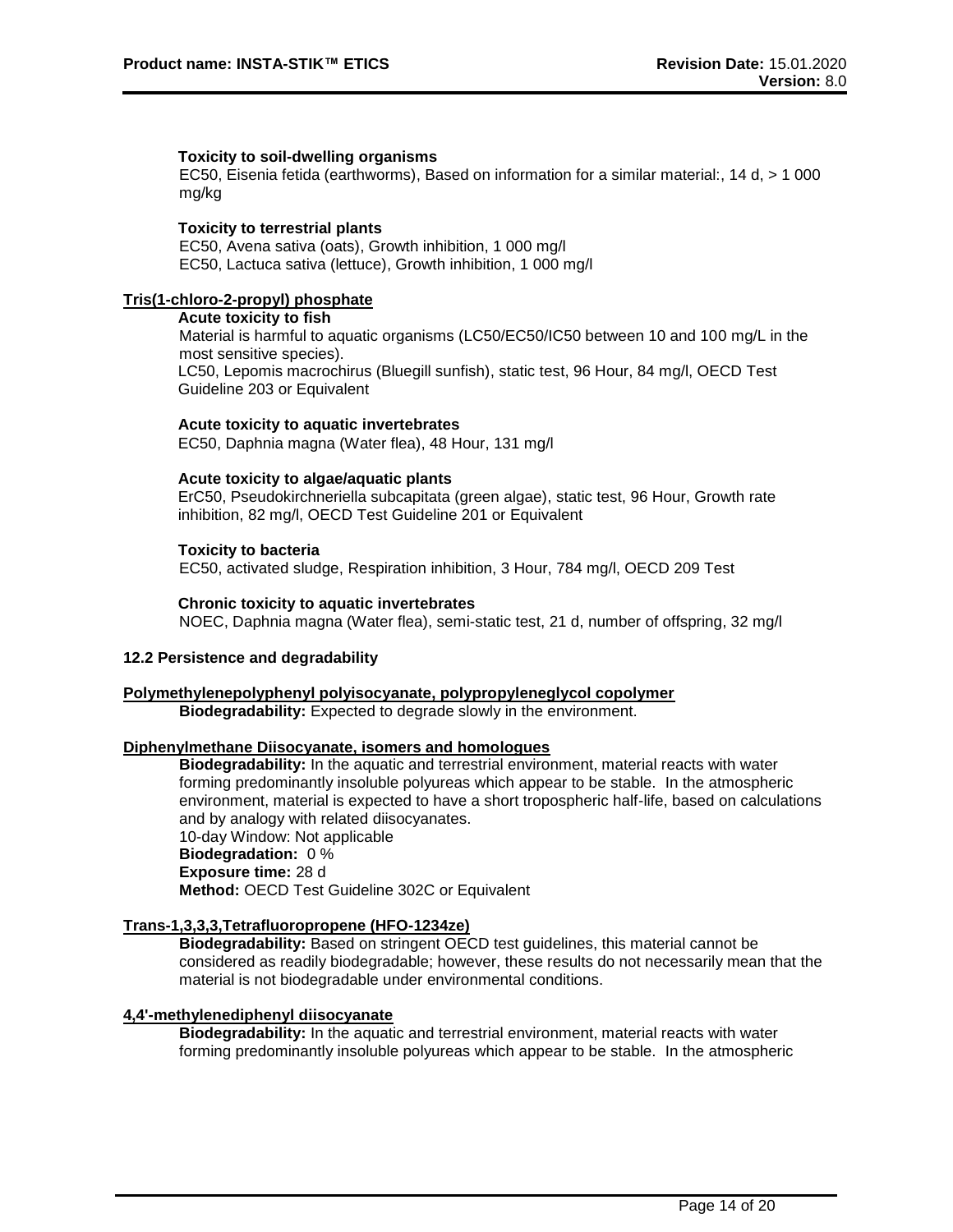**Toxicity to soil-dwelling organisms**

EC50, Eisenia fetida (earthworms), Based on information for a similar material:, 14 d, > 1 000 mg/kg

**Toxicity to terrestrial plants**

EC50, Avena sativa (oats), Growth inhibition, 1 000 mg/l
EC50, Lactuca sativa (lettuce), Growth inhibition, 1 000 mg/l

**Tris(1-chloro-2-propyl) phosphate**

**Acute toxicity to fish**

Material is harmful to aquatic organisms (LC50/EC50/IC50 between 10 and 100 mg/L in the most sensitive species).
LC50, Lepomis macrochirus (Bluegill sunfish), static test, 96 Hour, 84 mg/l, OECD Test Guideline 203 or Equivalent

**Acute toxicity to aquatic invertebrates**

EC50, Daphnia magna (Water flea), 48 Hour, 131 mg/l

**Acute toxicity to algae/aquatic plants**

ErC50, Pseudokirchneriella subcapitata (green algae), static test, 96 Hour, Growth rate inhibition, 82 mg/l, OECD Test Guideline 201 or Equivalent

**Toxicity to bacteria**

EC50, activated sludge, Respiration inhibition, 3 Hour, 784 mg/l, OECD 209 Test

**Chronic toxicity to aquatic invertebrates**

NOEC, Daphnia magna (Water flea), semi-static test, 21 d, number of offspring, 32 mg/l

### 12.2 Persistence and degradability

**Polymethylenepolyphenyl polyisocyanate, polypropyleneglycol copolymer**

**Biodegradability:** Expected to degrade slowly in the environment.

**Diphenylmethane Diisocyanate, isomers and homologues**

**Biodegradability:** In the aquatic and terrestrial environment, material reacts with water forming predominantly insoluble polyureas which appear to be stable. In the atmospheric environment, material is expected to have a short tropospheric half-life, based on calculations and by analogy with related diisocyanates.
10-day Window: Not applicable
**Biodegradation:** 0 %
**Exposure time:** 28 d
**Method:** OECD Test Guideline 302C or Equivalent

**Trans-1,3,3,3,Tetrafluoropropene (HFO-1234ze)**

**Biodegradability:** Based on stringent OECD test guidelines, this material cannot be considered as readily biodegradable; however, these results do not necessarily mean that the material is not biodegradable under environmental conditions.

**4,4'-methylenediphenyl diisocyanate**

**Biodegradability:** In the aquatic and terrestrial environment, material reacts with water forming predominantly insoluble polyureas which appear to be stable. In the atmospheric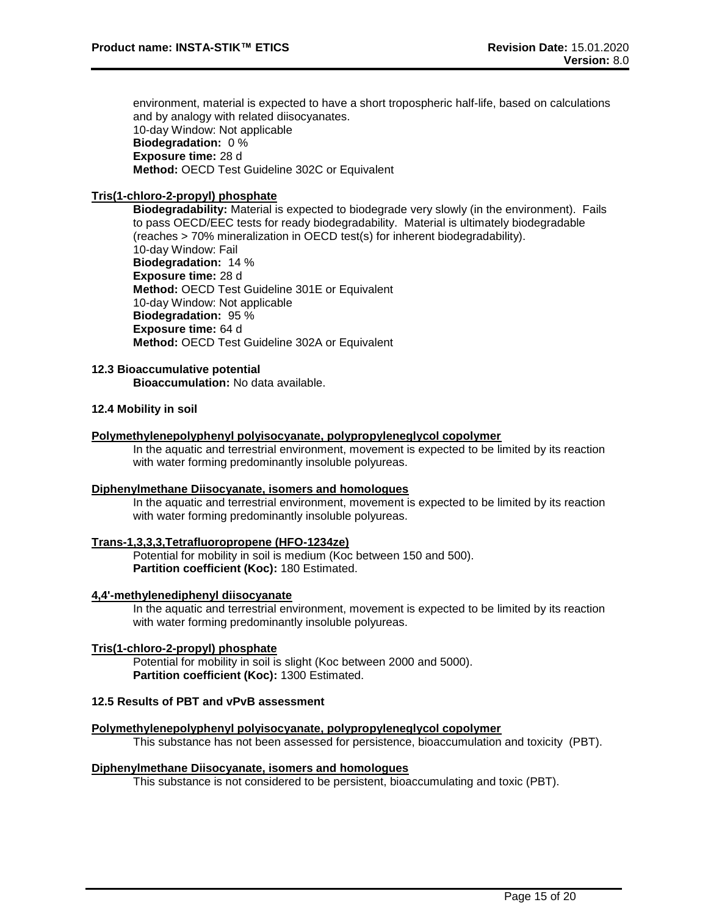environment, material is expected to have a short tropospheric half-life, based on calculations and by analogy with related diisocyanates.
10-day Window: Not applicable
**Biodegradation:** 0 %
**Exposure time:** 28 d
**Method:** OECD Test Guideline 302C or Equivalent

**Tris(1-chloro-2-propyl) phosphate**

**Biodegradability:** Material is expected to biodegrade very slowly (in the environment). Fails to pass OECD/EEC tests for ready biodegradability. Material is ultimately biodegradable (reaches > 70% mineralization in OECD test(s) for inherent biodegradability).
10-day Window: Fail
**Biodegradation:** 14 %
**Exposure time:** 28 d
**Method:** OECD Test Guideline 301E or Equivalent
10-day Window: Not applicable
**Biodegradation:** 95 %
**Exposure time:** 64 d
**Method:** OECD Test Guideline 302A or Equivalent

**12.3 Bioaccumulative potential**

**Bioaccumulation:** No data available.

**12.4 Mobility in soil**

**Polymethylenepolyphenyl polyisocyanate, polypropyleneglycol copolymer**

In the aquatic and terrestrial environment, movement is expected to be limited by its reaction with water forming predominantly insoluble polyureas.

**Diphenylmethane Diisocyanate, isomers and homologues**

In the aquatic and terrestrial environment, movement is expected to be limited by its reaction with water forming predominantly insoluble polyureas.

**Trans-1,3,3,3,Tetrafluoropropene (HFO-1234ze)**

Potential for mobility in soil is medium (Koc between 150 and 500).
**Partition coefficient (Koc):** 180 Estimated.

**4,4'-methylenediphenyl diisocyanate**

In the aquatic and terrestrial environment, movement is expected to be limited by its reaction with water forming predominantly insoluble polyureas.

**Tris(1-chloro-2-propyl) phosphate**

Potential for mobility in soil is slight (Koc between 2000 and 5000).
**Partition coefficient (Koc):** 1300 Estimated.

**12.5 Results of PBT and vPvB assessment**

**Polymethylenepolyphenyl polyisocyanate, polypropyleneglycol copolymer**

This substance has not been assessed for persistence, bioaccumulation and toxicity (PBT).

**Diphenylmethane Diisocyanate, isomers and homologues**

This substance is not considered to be persistent, bioaccumulating and toxic (PBT).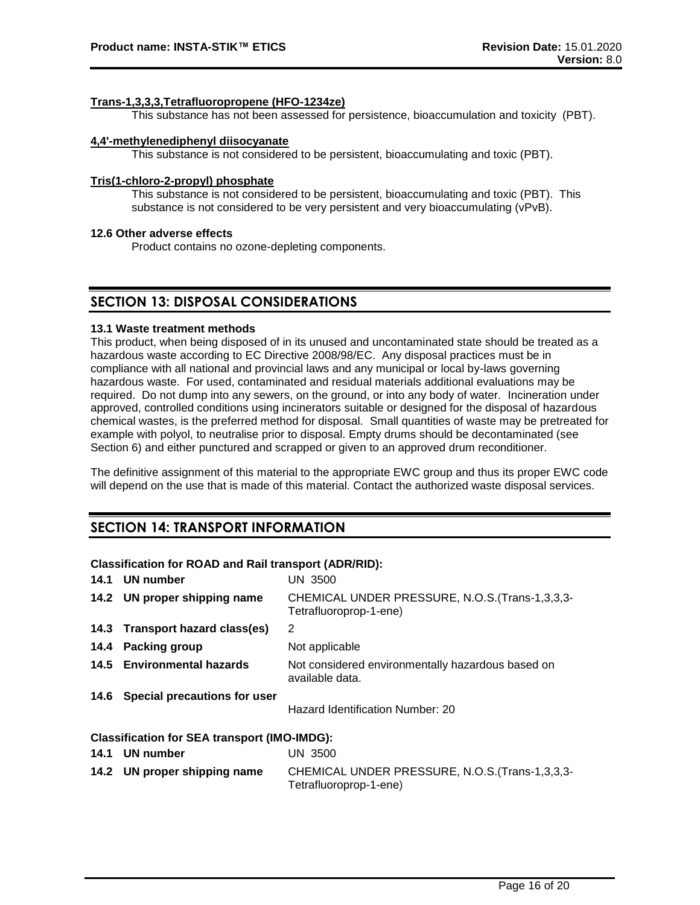**Trans-1,3,3,3,Tetrafluoropropene (HFO-1234ze)**

This substance has not been assessed for persistence, bioaccumulation and toxicity (PBT).

**4,4'-methylenediphenyl diisocyanate**

This substance is not considered to be persistent, bioaccumulating and toxic (PBT).

**Tris(1-chloro-2-propyl) phosphate**

This substance is not considered to be persistent, bioaccumulating and toxic (PBT). This substance is not considered to be very persistent and very bioaccumulating (vPvB).

**12.6 Other adverse effects**

Product contains no ozone-depleting components.

## SECTION 13: DISPOSAL CONSIDERATIONS

**13.1 Waste treatment methods**

This product, when being disposed of in its unused and uncontaminated state should be treated as a hazardous waste according to EC Directive 2008/98/EC. Any disposal practices must be in compliance with all national and provincial laws and any municipal or local by-laws governing hazardous waste. For used, contaminated and residual materials additional evaluations may be required. Do not dump into any sewers, on the ground, or into any body of water. Incineration under approved, controlled conditions using incinerators suitable or designed for the disposal of hazardous chemical wastes, is the preferred method for disposal. Small quantities of waste may be pretreated for example with polyol, to neutralise prior to disposal. Empty drums should be decontaminated (see Section 6) and either punctured and scrapped or given to an approved drum reconditioner.

The definitive assignment of this material to the appropriate EWC group and thus its proper EWC code will depend on the use that is made of this material. Contact the authorized waste disposal services.

## SECTION 14: TRANSPORT INFORMATION

**Classification for ROAD and Rail transport (ADR/RID):**

| | |
|---|---|
| **14.1 UN number** | UN 3500 |
| **14.2 UN proper shipping name** | CHEMICAL UNDER PRESSURE, N.O.S.(Trans-1,3,3,3-Tetrafluoroprop-1-ene) |
| **14.3 Transport hazard class(es)** | 2 |
| **14.4 Packing group** | Not applicable |
| **14.5 Environmental hazards** | Not considered environmentally hazardous based on available data. |
| **14.6 Special precautions for user** | Hazard Identification Number: 20 |

**Classification for SEA transport (IMO-IMDG):**

| | |
|---|---|
| **14.1 UN number** | UN 3500 |
| **14.2 UN proper shipping name** | CHEMICAL UNDER PRESSURE, N.O.S.(Trans-1,3,3,3-Tetrafluoroprop-1-ene) |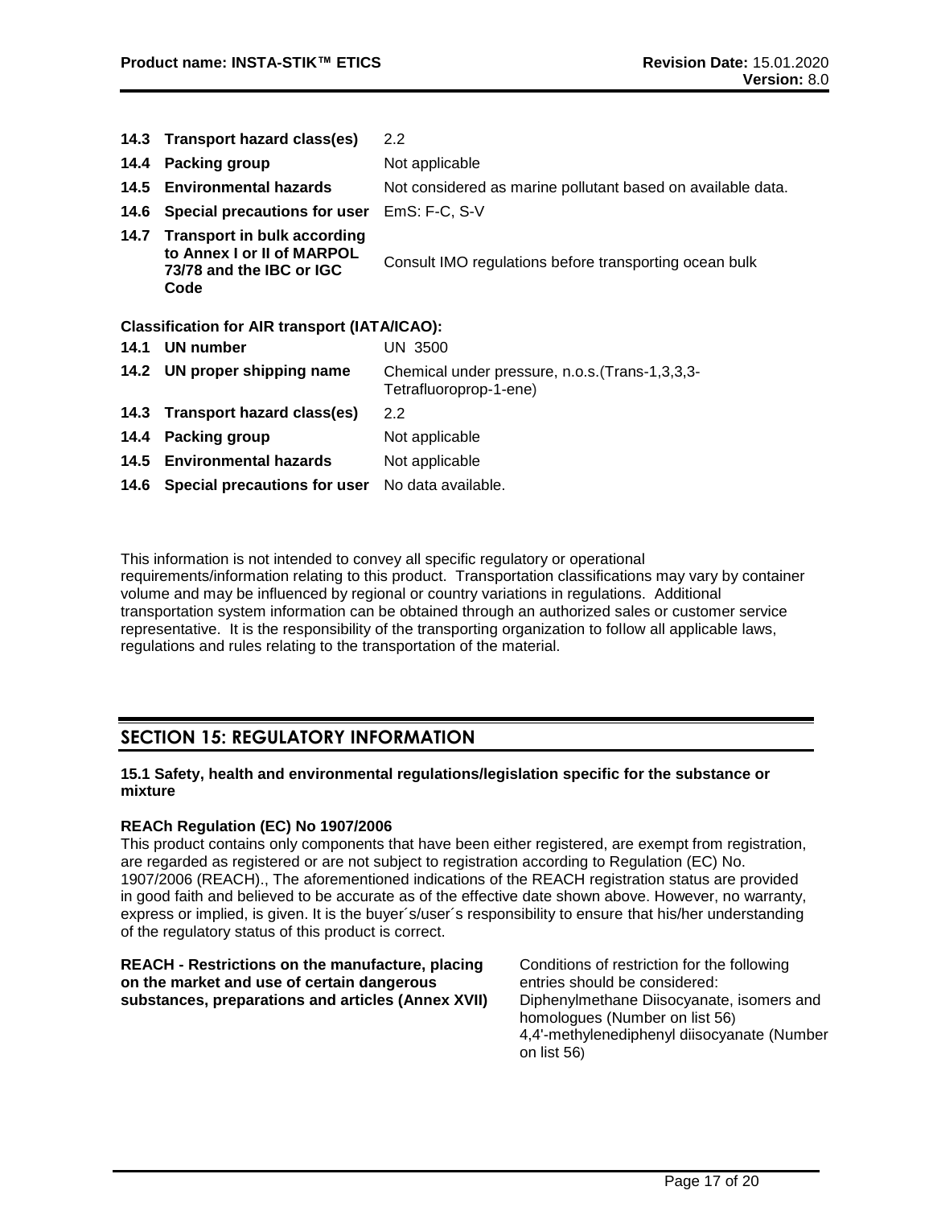| | | |
|---|---|---|
| **14.3** | **Transport hazard class(es)** | 2.2 |
| **14.4** | **Packing group** | Not applicable |
| **14.5** | **Environmental hazards** | Not considered as marine pollutant based on available data. |
| **14.6** | **Special precautions for user** | EmS: F-C, S-V |
| **14.7** | **Transport in bulk according to Annex I or II of MARPOL 73/78 and the IBC or IGC Code** | Consult IMO regulations before transporting ocean bulk |

**Classification for AIR transport (IATA/ICAO):**

| | | |
|---|---|---|
| **14.1** | **UN number** | UN 3500 |
| **14.2** | **UN proper shipping name** | Chemical under pressure, n.o.s.(Trans-1,3,3,3-Tetrafluoroprop-1-ene) |
| **14.3** | **Transport hazard class(es)** | 2.2 |
| **14.4** | **Packing group** | Not applicable |
| **14.5** | **Environmental hazards** | Not applicable |
| **14.6** | **Special precautions for user** | No data available. |

This information is not intended to convey all specific regulatory or operational requirements/information relating to this product. Transportation classifications may vary by container volume and may be influenced by regional or country variations in regulations. Additional transportation system information can be obtained through an authorized sales or customer service representative. It is the responsibility of the transporting organization to follow all applicable laws, regulations and rules relating to the transportation of the material.

## SECTION 15: REGULATORY INFORMATION

**15.1 Safety, health and environmental regulations/legislation specific for the substance or mixture**

**REACh Regulation (EC) No 1907/2006**

This product contains only components that have been either registered, are exempt from registration, are regarded as registered or are not subject to registration according to Regulation (EC) No. 1907/2006 (REACH)., The aforementioned indications of the REACH registration status are provided in good faith and believed to be accurate as of the effective date shown above. However, no warranty, express or implied, is given. It is the buyer´s/user´s responsibility to ensure that his/her understanding of the regulatory status of this product is correct.

**REACH - Restrictions on the manufacture, placing on the market and use of certain dangerous substances, preparations and articles (Annex XVII)**

Conditions of restriction for the following entries should be considered:
Diphenylmethane Diisocyanate, isomers and homologues (Number on list 56)
4,4'-methylenediphenyl diisocyanate (Number on list 56)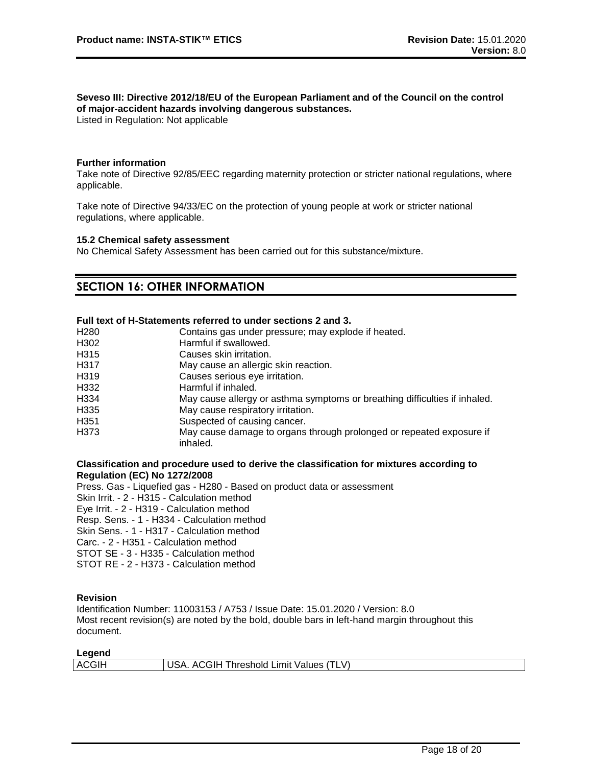**Seveso III: Directive 2012/18/EU of the European Parliament and of the Council on the control of major-accident hazards involving dangerous substances.**
Listed in Regulation: Not applicable

**Further information**

Take note of Directive 92/85/EEC regarding maternity protection or stricter national regulations, where applicable.

Take note of Directive 94/33/EC on the protection of young people at work or stricter national regulations, where applicable.

**15.2 Chemical safety assessment**

No Chemical Safety Assessment has been carried out for this substance/mixture.

## SECTION 16: OTHER INFORMATION

**Full text of H-Statements referred to under sections 2 and 3.**

| | |
|---|---|
| H280 | Contains gas under pressure; may explode if heated. |
| H302 | Harmful if swallowed. |
| H315 | Causes skin irritation. |
| H317 | May cause an allergic skin reaction. |
| H319 | Causes serious eye irritation. |
| H332 | Harmful if inhaled. |
| H334 | May cause allergy or asthma symptoms or breathing difficulties if inhaled. |
| H335 | May cause respiratory irritation. |
| H351 | Suspected of causing cancer. |
| H373 | May cause damage to organs through prolonged or repeated exposure if inhaled. |

**Classification and procedure used to derive the classification for mixtures according to Regulation (EC) No 1272/2008**

Press. Gas - Liquefied gas - H280 - Based on product data or assessment
Skin Irrit. - 2 - H315 - Calculation method
Eye Irrit. - 2 - H319 - Calculation method
Resp. Sens. - 1 - H334 - Calculation method
Skin Sens. - 1 - H317 - Calculation method
Carc. - 2 - H351 - Calculation method
STOT SE - 3 - H335 - Calculation method
STOT RE - 2 - H373 - Calculation method

**Revision**

Identification Number: 11003153 / A753 / Issue Date: 15.01.2020 / Version: 8.0
Most recent revision(s) are noted by the bold, double bars in left-hand margin throughout this document.

**Legend**

| | |
|---|---|
| ACGIH | USA. ACGIH Threshold Limit Values (TLV) |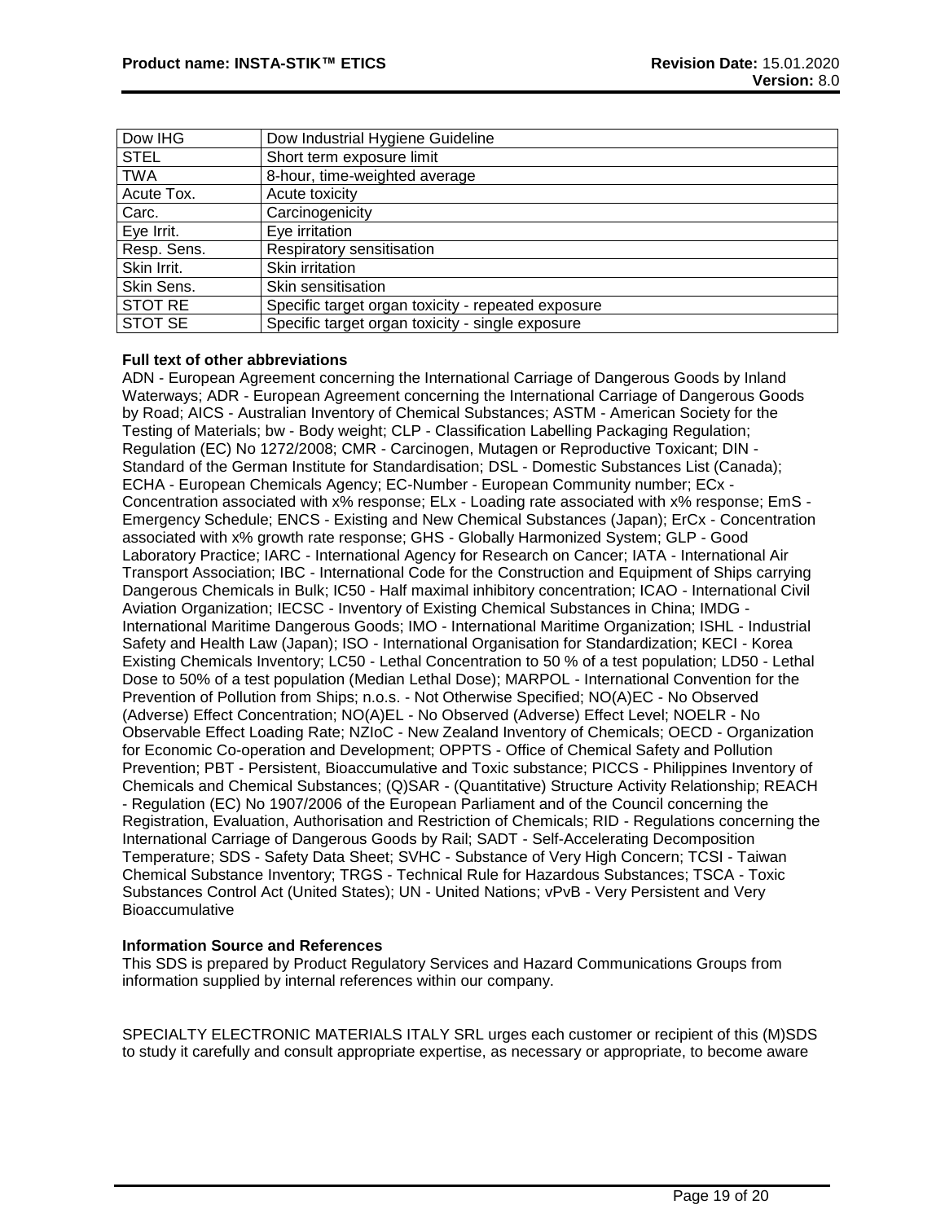| | |
|---|---|
| Dow IHG | Dow Industrial Hygiene Guideline |
| STEL | Short term exposure limit |
| TWA | 8-hour, time-weighted average |
| Acute Tox. | Acute toxicity |
| Carc. | Carcinogenicity |
| Eye Irrit. | Eye irritation |
| Resp. Sens. | Respiratory sensitisation |
| Skin Irrit. | Skin irritation |
| Skin Sens. | Skin sensitisation |
| STOT RE | Specific target organ toxicity - repeated exposure |
| STOT SE | Specific target organ toxicity - single exposure |

**Full text of other abbreviations**

ADN - European Agreement concerning the International Carriage of Dangerous Goods by Inland Waterways; ADR - European Agreement concerning the International Carriage of Dangerous Goods by Road; AICS - Australian Inventory of Chemical Substances; ASTM - American Society for the Testing of Materials; bw - Body weight; CLP - Classification Labelling Packaging Regulation; Regulation (EC) No 1272/2008; CMR - Carcinogen, Mutagen or Reproductive Toxicant; DIN - Standard of the German Institute for Standardisation; DSL - Domestic Substances List (Canada); ECHA - European Chemicals Agency; EC-Number - European Community number; ECx - Concentration associated with x% response; ELx - Loading rate associated with x% response; EmS - Emergency Schedule; ENCS - Existing and New Chemical Substances (Japan); ErCx - Concentration associated with x% growth rate response; GHS - Globally Harmonized System; GLP - Good Laboratory Practice; IARC - International Agency for Research on Cancer; IATA - International Air Transport Association; IBC - International Code for the Construction and Equipment of Ships carrying Dangerous Chemicals in Bulk; IC50 - Half maximal inhibitory concentration; ICAO - International Civil Aviation Organization; IECSC - Inventory of Existing Chemical Substances in China; IMDG - International Maritime Dangerous Goods; IMO - International Maritime Organization; ISHL - Industrial Safety and Health Law (Japan); ISO - International Organisation for Standardization; KECI - Korea Existing Chemicals Inventory; LC50 - Lethal Concentration to 50 % of a test population; LD50 - Lethal Dose to 50% of a test population (Median Lethal Dose); MARPOL - International Convention for the Prevention of Pollution from Ships; n.o.s. - Not Otherwise Specified; NO(A)EC - No Observed (Adverse) Effect Concentration; NO(A)EL - No Observed (Adverse) Effect Level; NOELR - No Observable Effect Loading Rate; NZIoC - New Zealand Inventory of Chemicals; OECD - Organization for Economic Co-operation and Development; OPPTS - Office of Chemical Safety and Pollution Prevention; PBT - Persistent, Bioaccumulative and Toxic substance; PICCS - Philippines Inventory of Chemicals and Chemical Substances; (Q)SAR - (Quantitative) Structure Activity Relationship; REACH - Regulation (EC) No 1907/2006 of the European Parliament and of the Council concerning the Registration, Evaluation, Authorisation and Restriction of Chemicals; RID - Regulations concerning the International Carriage of Dangerous Goods by Rail; SADT - Self-Accelerating Decomposition Temperature; SDS - Safety Data Sheet; SVHC - Substance of Very High Concern; TCSI - Taiwan Chemical Substance Inventory; TRGS - Technical Rule for Hazardous Substances; TSCA - Toxic Substances Control Act (United States); UN - United Nations; vPvB - Very Persistent and Very Bioaccumulative

**Information Source and References**

This SDS is prepared by Product Regulatory Services and Hazard Communications Groups from information supplied by internal references within our company.

SPECIALTY ELECTRONIC MATERIALS ITALY SRL urges each customer or recipient of this (M)SDS to study it carefully and consult appropriate expertise, as necessary or appropriate, to become aware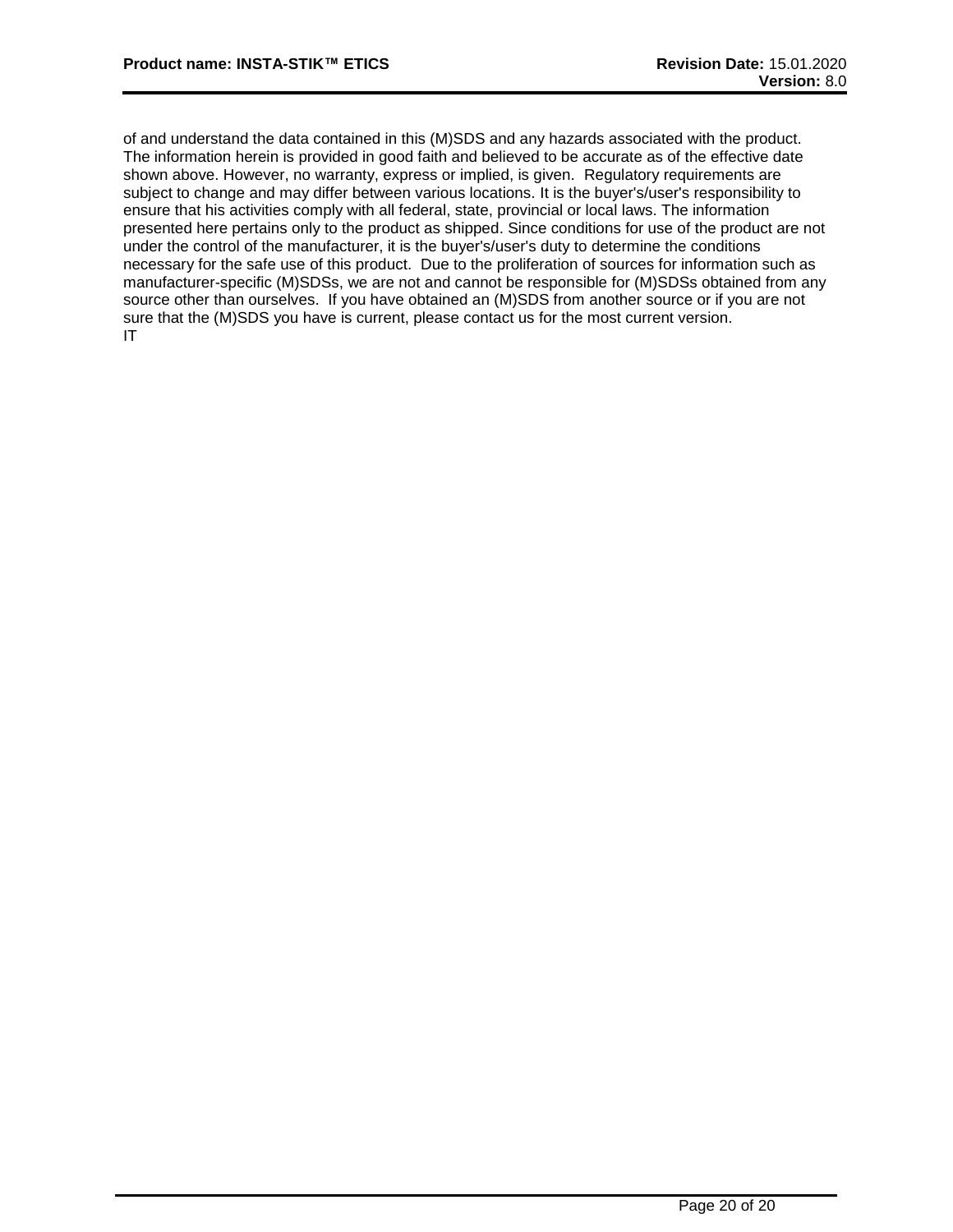of and understand the data contained in this (M)SDS and any hazards associated with the product. The information herein is provided in good faith and believed to be accurate as of the effective date shown above. However, no warranty, express or implied, is given. Regulatory requirements are subject to change and may differ between various locations. It is the buyer's/user's responsibility to ensure that his activities comply with all federal, state, provincial or local laws. The information presented here pertains only to the product as shipped. Since conditions for use of the product are not under the control of the manufacturer, it is the buyer's/user's duty to determine the conditions necessary for the safe use of this product. Due to the proliferation of sources for information such as manufacturer-specific (M)SDSs, we are not and cannot be responsible for (M)SDSs obtained from any source other than ourselves. If you have obtained an (M)SDS from another source or if you are not sure that the (M)SDS you have is current, please contact us for the most current version.
IT